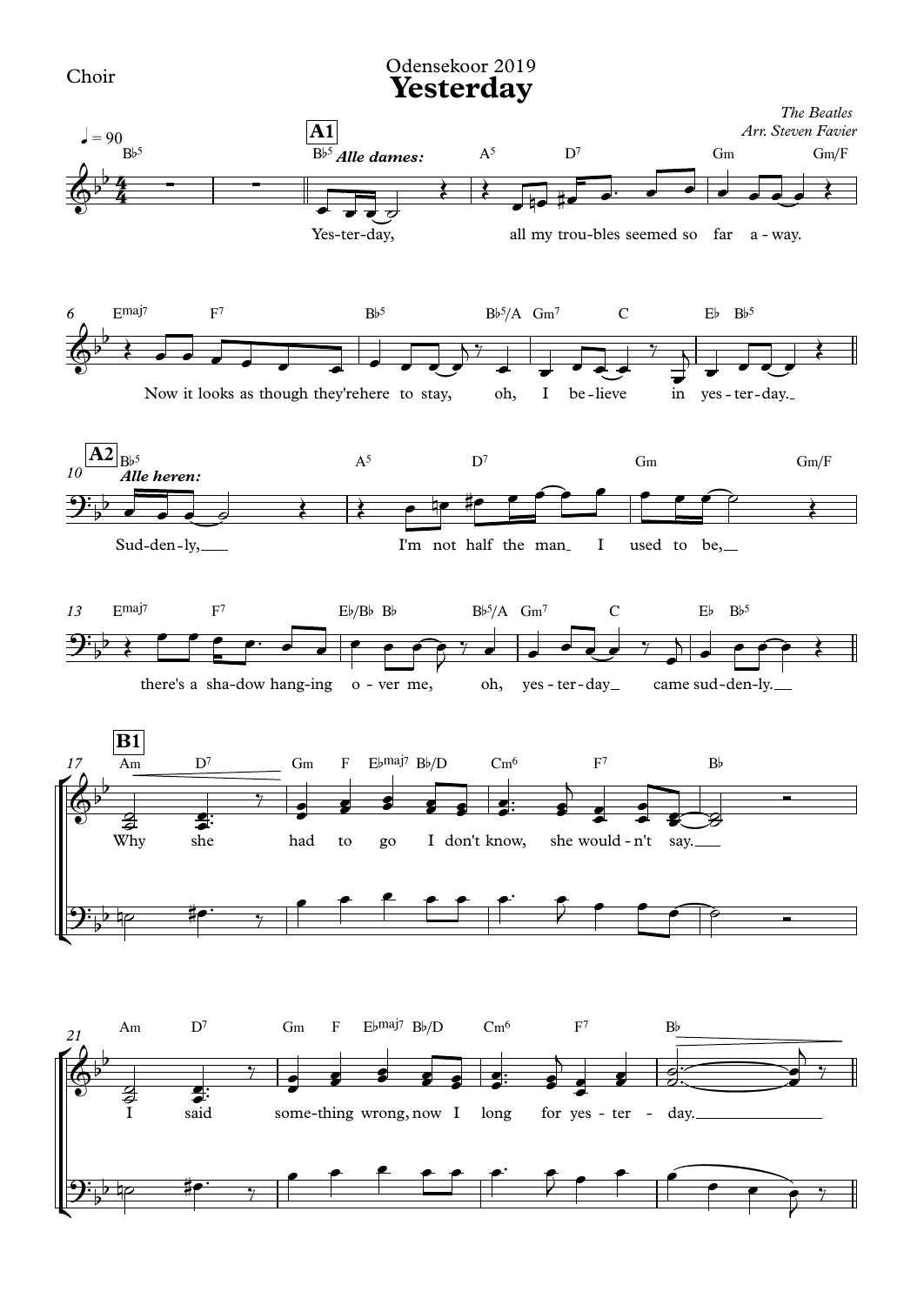Choir

Odensekoor 2019

# Yesterday

*The Beatles*
*Arr. Steven Favier*

♩ = 90

**A1**

*Alle dames:*

Yes-ter-day, all my trou-bles seemed so far a - way.

Now it looks as though they're here to stay, oh, I be-lieve in yes-ter-day.

**A2**

*Alle heren:*

Sud-den-ly, I'm not half the man I used to be,

there's a sha-dow hang-ing o - ver me, oh, yes-ter-day came sud-den-ly.

**B1**

Why she had to go I don't know, she would-n't say.

I said some-thing wrong, now I long for yes-ter - day.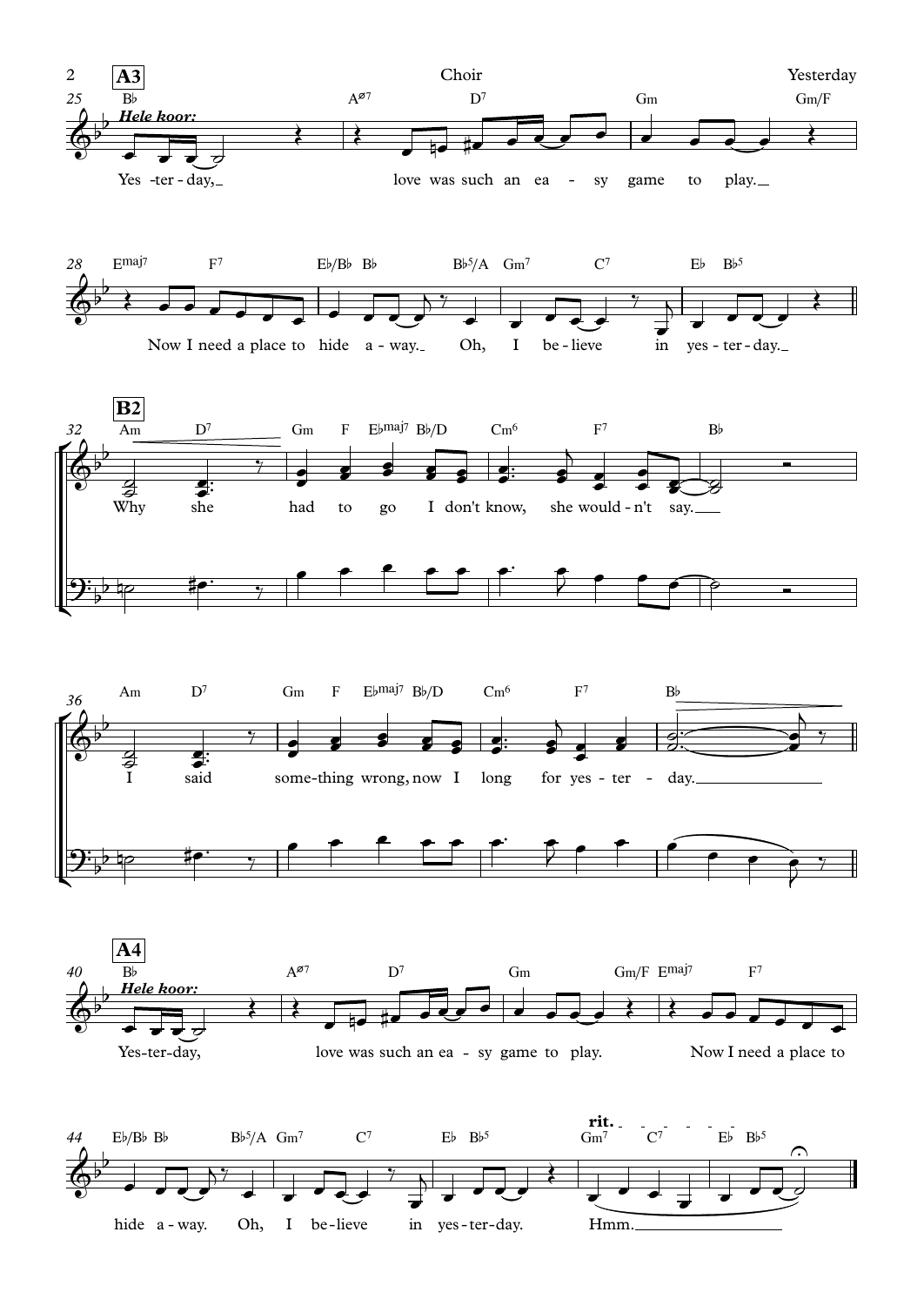**A3**

*Hele koor:*

Yes-ter-day, love was such an ea-sy game to play. Now I need a place to hide a-way. Oh, I be-lieve in yes-ter-day.

**B2**

Why she had to go I don't know, she would-n't say.

I said some-thing wrong, now I long for yes-ter-day.

**A4**

*Hele koor:*

Yes-ter-day, love was such an ea-sy game to play. Now I need a place to hide a-way. Oh, I be-lieve in yes-ter-day. Hmm.